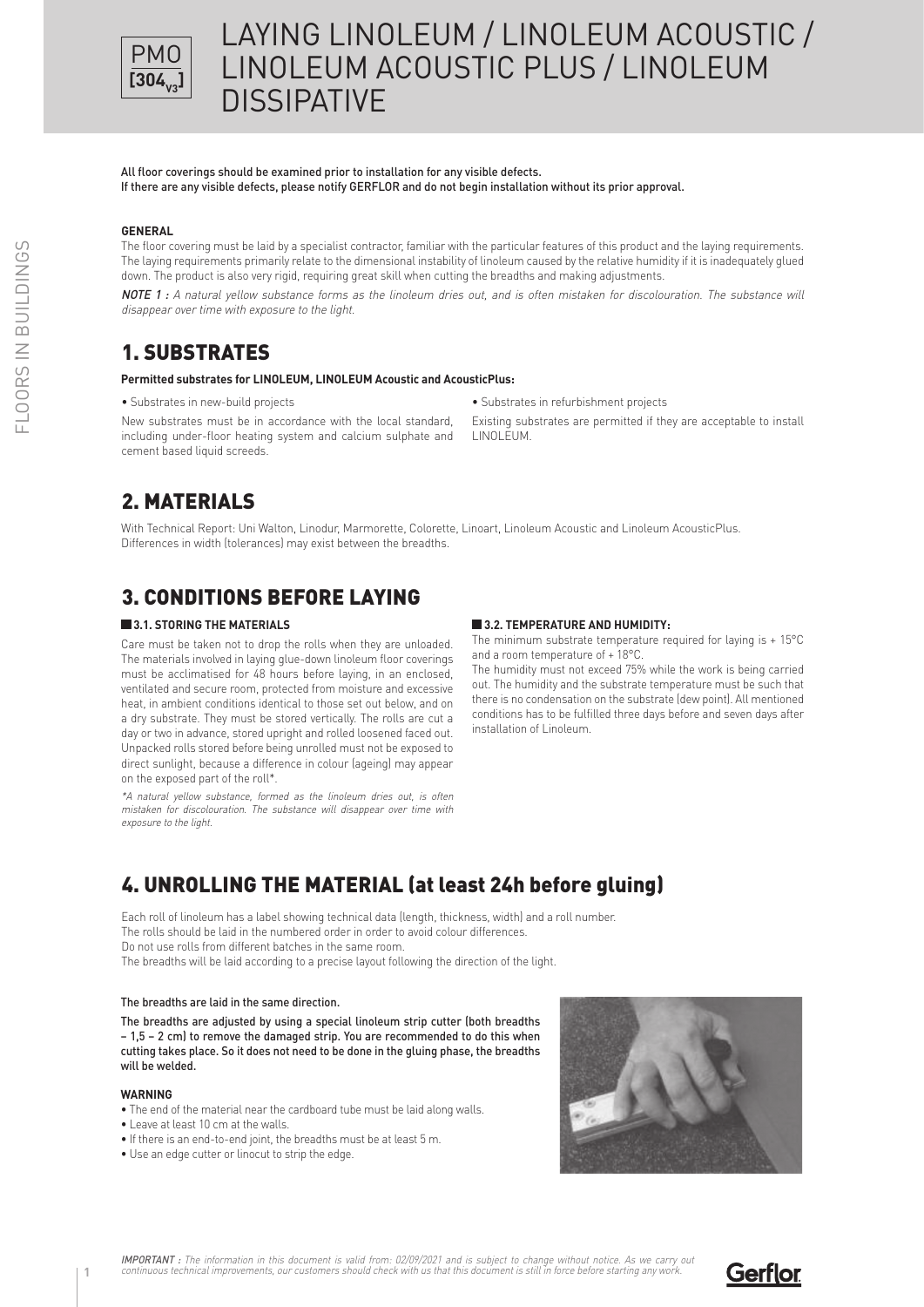# LAYING LINOLEUM / LINOLEUM ACOUSTIC / LINOLEUM ACOUSTIC PLUS / LINOLEUM DISSIPATIVE

PMO [304$_{V3}$]

All floor coverings should be examined prior to installation for any visible defects.
If there are any visible defects, please notify GERFLOR and do not begin installation without its prior approval.

**GENERAL**

The floor covering must be laid by a specialist contractor, familiar with the particular features of this product and the laying requirements. The laying requirements primarily relate to the dimensional instability of linoleum caused by the relative humidity if it is inadequately glued down. The product is also very rigid, requiring great skill when cutting the breadths and making adjustments.

*NOTE 1 : A natural yellow substance forms as the linoleum dries out, and is often mistaken for discolouration. The substance will disappear over time with exposure to the light.*

## 1. SUBSTRATES

**Permitted substrates for LINOLEUM, LINOLEUM Acoustic and AcousticPlus:**

- Substrates in new-build projects

New substrates must be in accordance with the local standard, including under-floor heating system and calcium sulphate and cement based liquid screeds.

- Substrates in refurbishment projects

Existing substrates are permitted if they are acceptable to install LINOLEUM.

## 2. MATERIALS

With Technical Report: Uni Walton, Linodur, Marmorette, Colorette, Linoart, Linoleum Acoustic and Linoleum AcousticPlus.
Differences in width (tolerances) may exist between the breadths.

## 3. CONDITIONS BEFORE LAYING

### 3.1. STORING THE MATERIALS

Care must be taken not to drop the rolls when they are unloaded. The materials involved in laying glue-down linoleum floor coverings must be acclimatised for 48 hours before laying, in an enclosed, ventilated and secure room, protected from moisture and excessive heat, in ambient conditions identical to those set out below, and on a dry substrate. They must be stored vertically. The rolls are cut a day or two in advance, stored upright and rolled loosened faced out. Unpacked rolls stored before being unrolled must not be exposed to direct sunlight, because a difference in colour (ageing) may appear on the exposed part of the roll*.

*\*A natural yellow substance, formed as the linoleum dries out, is often mistaken for discolouration. The substance will disappear over time with exposure to the light.*

### 3.2. TEMPERATURE AND HUMIDITY:

The minimum substrate temperature required for laying is + 15°C and a room temperature of + 18°C.
The humidity must not exceed 75% while the work is being carried out. The humidity and the substrate temperature must be such that there is no condensation on the substrate (dew point). All mentioned conditions has to be fulfilled three days before and seven days after installation of Linoleum.

## 4. UNROLLING THE MATERIAL (at least 24h before gluing)

Each roll of linoleum has a label showing technical data (length, thickness, width) and a roll number.
The rolls should be laid in the numbered order in order to avoid colour differences.
Do not use rolls from different batches in the same room.
The breadths will be laid according to a precise layout following the direction of the light.

The breadths are laid in the same direction.

The breadths are adjusted by using a special linoleum strip cutter (both breadths – 1,5 – 2 cm) to remove the damaged strip. You are recommended to do this when cutting takes place. So it does not need to be done in the gluing phase, the breadths will be welded.

**WARNING**

- The end of the material near the cardboard tube must be laid along walls.
- Leave at least 10 cm at the walls.
- If there is an end-to-end joint, the breadths must be at least 5 m.
- Use an edge cutter or linocut to strip the edge.

*IMPORTANT : The information in this document is valid from: 02/09/2021 and is subject to change without notice. As we carry out continuous technical improvements, our customers should check with us that this document is still in force before starting any work.*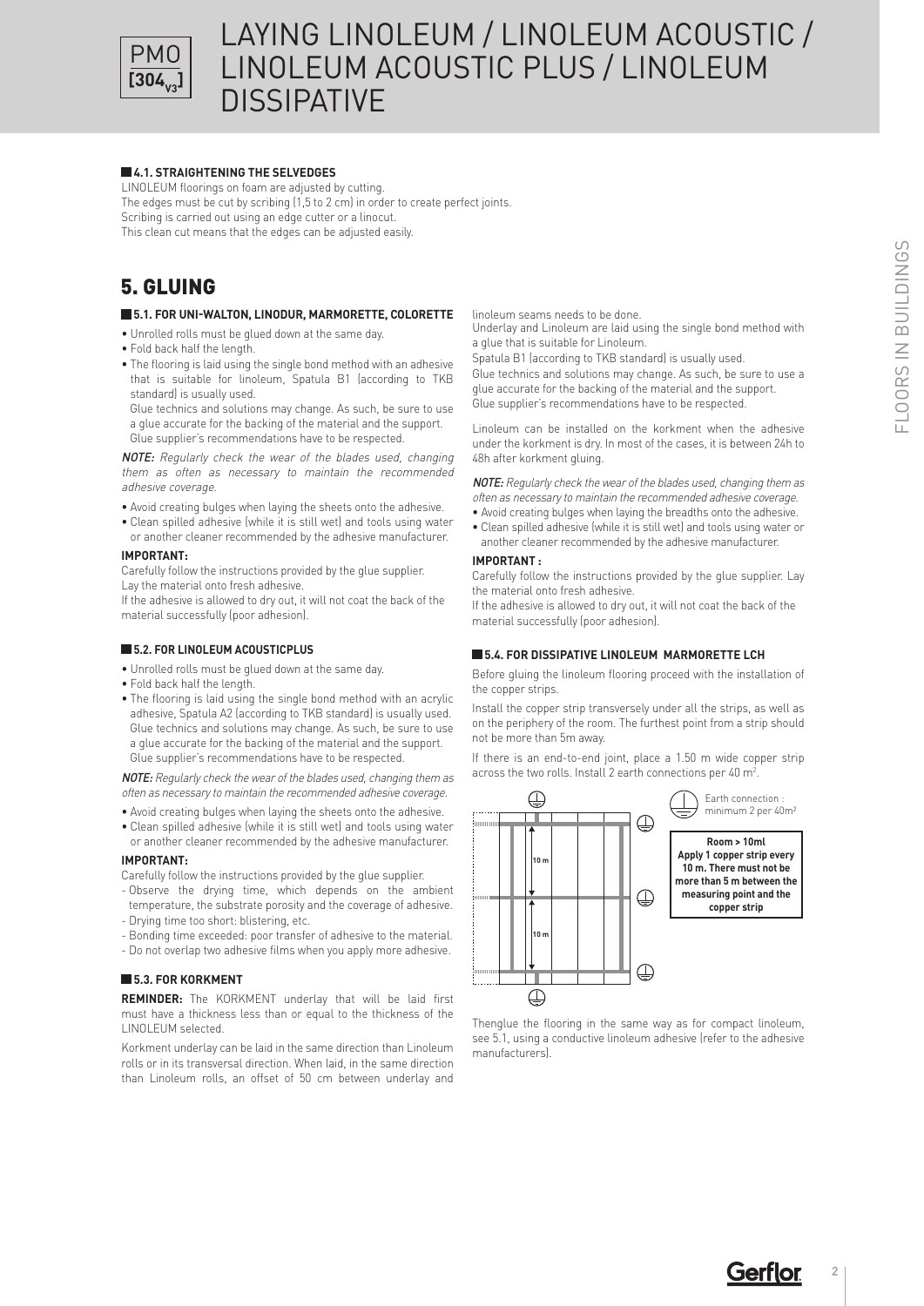# LAYING LINOLEUM / LINOLEUM ACOUSTIC / LINOLEUM ACOUSTIC PLUS / LINOLEUM DISSIPATIVE

### 4.1. STRAIGHTENING THE SELVEDGES

LINOLEUM floorings on foam are adjusted by cutting.
The edges must be cut by scribing (1,5 to 2 cm) in order to create perfect joints.
Scribing is carried out using an edge cutter or a linocut.
This clean cut means that the edges can be adjusted easily.

## 5. GLUING

### 5.1. FOR UNI-WALTON, LINODUR, MARMORETTE, COLORETTE

- Unrolled rolls must be glued down at the same day.
- Fold back half the length.
- The flooring is laid using the single bond method with an adhesive that is suitable for linoleum, Spatula B1 (according to TKB standard) is usually used.

  Glue technics and solutions may change. As such, be sure to use a glue accurate for the backing of the material and the support. Glue supplier's recommendations have to be respected.

*NOTE: Regularly check the wear of the blades used, changing them as often as necessary to maintain the recommended adhesive coverage.*

- Avoid creating bulges when laying the sheets onto the adhesive.
- Clean spilled adhesive (while it is still wet) and tools using water or another cleaner recommended by the adhesive manufacturer.

**IMPORTANT:**

Carefully follow the instructions provided by the glue supplier.
Lay the material onto fresh adhesive.
If the adhesive is allowed to dry out, it will not coat the back of the material successfully (poor adhesion).

### 5.2. FOR LINOLEUM ACOUSTICPLUS

- Unrolled rolls must be glued down at the same day.
- Fold back half the length.
- The flooring is laid using the single bond method with an acrylic adhesive, Spatula A2 (according to TKB standard) is usually used. Glue technics and solutions may change. As such, be sure to use a glue accurate for the backing of the material and the support. Glue supplier's recommendations have to be respected.

*NOTE: Regularly check the wear of the blades used, changing them as often as necessary to maintain the recommended adhesive coverage.*

- Avoid creating bulges when laying the sheets onto the adhesive.
- Clean spilled adhesive (while it is still wet) and tools using water or another cleaner recommended by the adhesive manufacturer.

**IMPORTANT:**

Carefully follow the instructions provided by the glue supplier.

- Observe the drying time, which depends on the ambient temperature, the substrate porosity and the coverage of adhesive.
- Drying time too short: blistering, etc.
- Bonding time exceeded: poor transfer of adhesive to the material.
- Do not overlap two adhesive films when you apply more adhesive.

### 5.3. FOR KORKMENT

**REMINDER:** The KORKMENT underlay that will be laid first must have a thickness less than or equal to the thickness of the LINOLEUM selected.

Korkment underlay can be laid in the same direction than Linoleum rolls or in its transversal direction. When laid, in the same direction than Linoleum rolls, an offset of 50 cm between underlay and linoleum seams needs to be done.

Underlay and Linoleum are laid using the single bond method with a glue that is suitable for Linoleum.

Spatula B1 (according to TKB standard) is usually used.

Glue technics and solutions may change. As such, be sure to use a glue accurate for the backing of the material and the support.
Glue supplier's recommendations have to be respected.

Linoleum can be installed on the korkment when the adhesive under the korkment is dry. In most of the cases, it is between 24h to 48h after korkment gluing.

*NOTE: Regularly check the wear of the blades used, changing them as often as necessary to maintain the recommended adhesive coverage.*

- Avoid creating bulges when laying the breadths onto the adhesive.
- Clean spilled adhesive (while it is still wet) and tools using water or another cleaner recommended by the adhesive manufacturer.

**IMPORTANT :**

Carefully follow the instructions provided by the glue supplier. Lay the material onto fresh adhesive.
If the adhesive is allowed to dry out, it will not coat the back of the material successfully (poor adhesion).

### 5.4. FOR DISSIPATIVE LINOLEUM MARMORETTE LCH

Before gluing the linoleum flooring proceed with the installation of the copper strips.

Install the copper strip transversely under all the strips, as well as on the periphery of the room. The furthest point from a strip should not be more than 5m away.

If there is an end-to-end joint, place a 1.50 m wide copper strip across the two rolls. Install 2 earth connections per 40 m².

Earth connection : minimum 2 per 40m²

10 m

10 m

**Room > 10ml**
**Apply 1 copper strip every 10 m. There must not be more than 5 m between the measuring point and the copper strip**

Thenglue the flooring in the same way as for compact linoleum, see 5.1, using a conductive linoleum adhesive (refer to the adhesive manufacturers).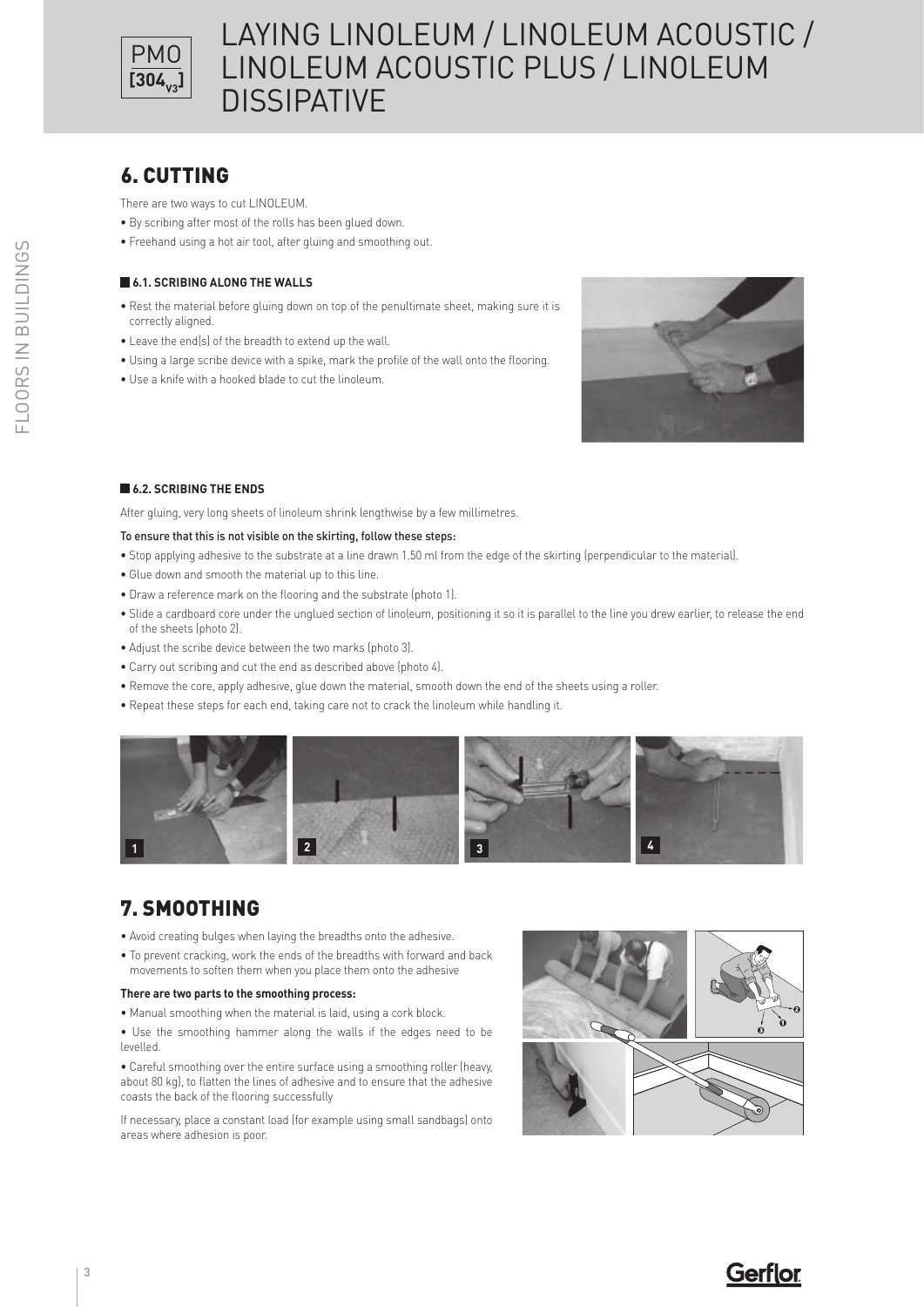# LAYING LINOLEUM / LINOLEUM ACOUSTIC / LINOLEUM ACOUSTIC PLUS / LINOLEUM DISSIPATIVE

## 6. CUTTING

There are two ways to cut LINOLEUM.

- By scribing after most of the rolls has been glued down.
- Freehand using a hot air tool, after gluing and smoothing out.

### 6.1. SCRIBING ALONG THE WALLS

- Rest the material before gluing down on top of the penultimate sheet, making sure it is correctly aligned.
- Leave the end(s) of the breadth to extend up the wall.
- Using a large scribe device with a spike, mark the profile of the wall onto the flooring.
- Use a knife with a hooked blade to cut the linoleum.

### 6.2. SCRIBING THE ENDS

After gluing, very long sheets of linoleum shrink lengthwise by a few millimetres.

To ensure that this is not visible on the skirting, follow these steps:

- Stop applying adhesive to the substrate at a line drawn 1.50 ml from the edge of the skirting (perpendicular to the material).
- Glue down and smooth the material up to this line.
- Draw a reference mark on the flooring and the substrate (photo 1).
- Slide a cardboard core under the unglued section of linoleum, positioning it so it is parallel to the line you drew earlier, to release the end of the sheets (photo 2).
- Adjust the scribe device between the two marks (photo 3).
- Carry out scribing and cut the end as described above (photo 4).
- Remove the core, apply adhesive, glue down the material, smooth down the end of the sheets using a roller.
- Repeat these steps for each end, taking care not to crack the linoleum while handling it.

1 2 3 4

## 7. SMOOTHING

- Avoid creating bulges when laying the breadths onto the adhesive.
- To prevent cracking, work the ends of the breadths with forward and back movements to soften them when you place them onto the adhesive

**There are two parts to the smoothing process:**

- Manual smoothing when the material is laid, using a cork block.
- Use the smoothing hammer along the walls if the edges need to be levelled.
- Careful smoothing over the entire surface using a smoothing roller (heavy, about 80 kg), to flatten the lines of adhesive and to ensure that the adhesive coasts the back of the flooring successfully

If necessary, place a constant load (for example using small sandbags) onto areas where adhesion is poor.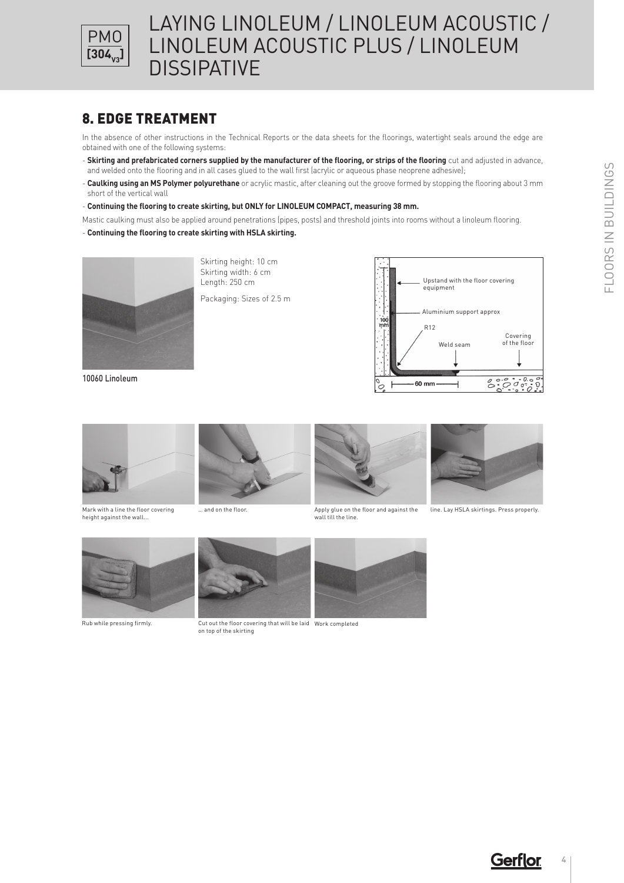## 8. EDGE TREATMENT

In the absence of other instructions in the Technical Reports or the data sheets for the floorings, watertight seals around the edge are obtained with one of the following systems:

- **Skirting and prefabricated corners supplied by the manufacturer of the flooring, or strips of the flooring** cut and adjusted in advance, and welded onto the flooring and in all cases glued to the wall first (acrylic or aqueous phase neoprene adhesive);
- **Caulking using an MS Polymer polyurethane** or acrylic mastic, after cleaning out the groove formed by stopping the flooring about 3 mm short of the vertical wall
- **Continuing the flooring to create skirting, but ONLY for LINOLEUM COMPACT, measuring 38 mm.**

Mastic caulking must also be applied around penetrations (pipes, posts) and threshold joints into rooms without a linoleum flooring.

- **Continuing the flooring to create skirting with HSLA skirting.**

10060 Linoleum

Skirting height: 10 cm
Skirting width: 6 cm
Length: 250 cm

Packaging: Sizes of 2.5 m

Upstand with the floor covering equipment

Aluminium support approx

100 mm

R12

Weld seam

Covering of the floor

60 mm

Mark with a line the floor covering height against the wall...

... and on the floor.

Apply glue on the floor and against the wall till the line.

line. Lay HSLA skirtings. Press properly.

Rub while pressing firmly.

Cut out the floor covering that will be laid on top of the skirting

Work completed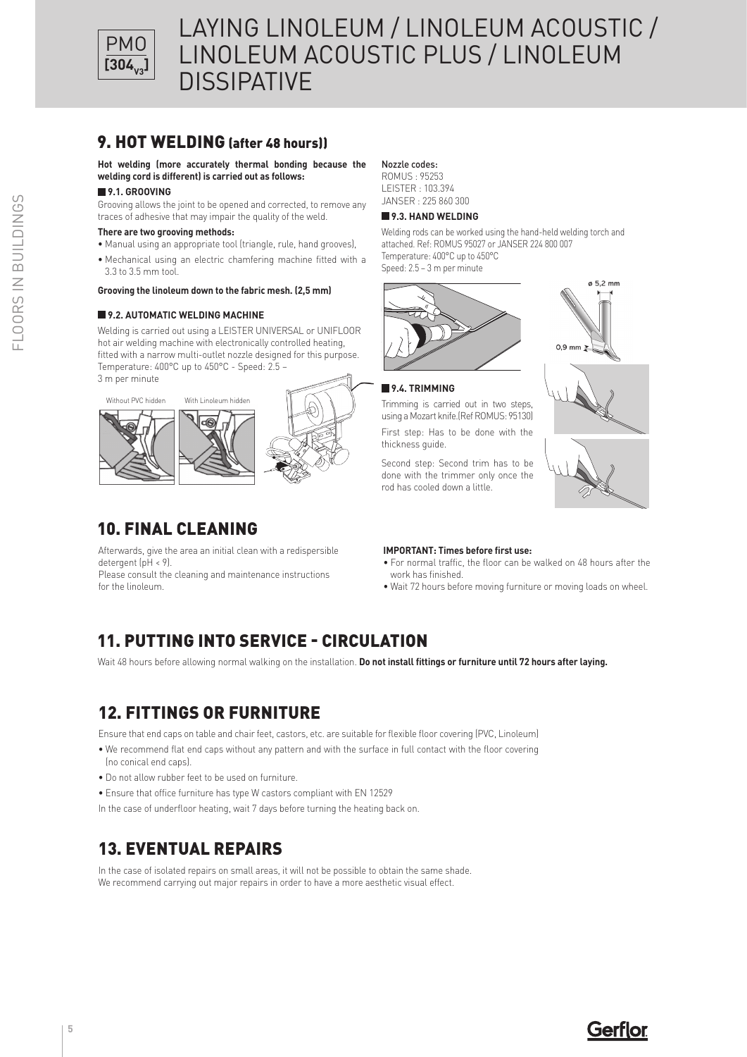# LAYING LINOLEUM / LINOLEUM ACOUSTIC / LINOLEUM ACOUSTIC PLUS / LINOLEUM DISSIPATIVE

## 9. HOT WELDING (after 48 hours))

**Hot welding (more accurately thermal bonding because the welding cord is different) is carried out as follows:**

### 9.1. GROOVING

Grooving allows the joint to be opened and corrected, to remove any traces of adhesive that may impair the quality of the weld.

**There are two grooving methods:**

- Manual using an appropriate tool (triangle, rule, hand grooves),
- Mechanical using an electric chamfering machine fitted with a 3.3 to 3.5 mm tool.

**Grooving the linoleum down to the fabric mesh. (2,5 mm)**

### 9.2. AUTOMATIC WELDING MACHINE

Welding is carried out using a LEISTER UNIVERSAL or UNIFLOOR hot air welding machine with electronically controlled heating, fitted with a narrow multi-outlet nozzle designed for this purpose. Temperature: 400°C up to 450°C - Speed: 2.5 – 3 m per minute

Without PVC hidden

With Linoleum hidden

Nozzle codes:
ROMUS : 95253
LEISTER : 103.394
JANSER : 225 860 300

### 9.3. HAND WELDING

Welding rods can be worked using the hand-held welding torch and attached. Ref: ROMUS 95027 or JANSER 224 800 007
Temperature: 400°C up to 450°C
Speed: 2.5 – 3 m per minute

ø 5,2 mm

0,9 mm

### 9.4. TRIMMING

Trimming is carried out in two steps, using a Mozart knife.(Ref ROMUS: 95130)

First step: Has to be done with the thickness guide.

Second step: Second trim has to be done with the trimmer only once the rod has cooled down a little.

## 10. FINAL CLEANING

Afterwards, give the area an initial clean with a redispersible detergent (pH < 9).
Please consult the cleaning and maintenance instructions for the linoleum.

**IMPORTANT: Times before first use:**

- For normal traffic, the floor can be walked on 48 hours after the work has finished.
- Wait 72 hours before moving furniture or moving loads on wheel.

## 11. PUTTING INTO SERVICE - CIRCULATION

Wait 48 hours before allowing normal walking on the installation. **Do not install fittings or furniture until 72 hours after laying.**

## 12. FITTINGS OR FURNITURE

Ensure that end caps on table and chair feet, castors, etc. are suitable for flexible floor covering (PVC, Linoleum)

- We recommend flat end caps without any pattern and with the surface in full contact with the floor covering (no conical end caps).
- Do not allow rubber feet to be used on furniture.
- Ensure that office furniture has type W castors compliant with EN 12529

In the case of underfloor heating, wait 7 days before turning the heating back on.

## 13. EVENTUAL REPAIRS

In the case of isolated repairs on small areas, it will not be possible to obtain the same shade.
We recommend carrying out major repairs in order to have a more aesthetic visual effect.